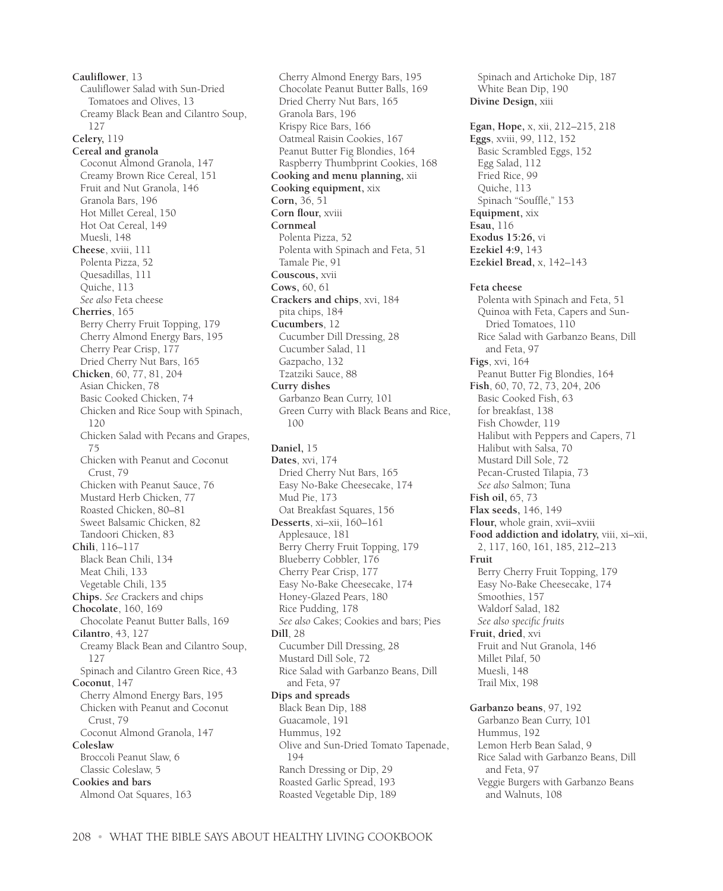**Cauliflower**, 13
- Cauliflower Salad with Sun-Dried Tomatoes and Olives, 13
- Creamy Black Bean and Cilantro Soup, 127

**Celery**, 119

**Cereal and granola**
- Coconut Almond Granola, 147
- Creamy Brown Rice Cereal, 151
- Fruit and Nut Granola, 146
- Granola Bars, 196
- Hot Millet Cereal, 150
- Hot Oat Cereal, 149
- Muesli, 148

**Cheese**, xviii, 111
- Polenta Pizza, 52
- Quesadillas, 111
- Quiche, 113
- *See also* Feta cheese

**Cherries**, 165
- Berry Cherry Fruit Topping, 179
- Cherry Almond Energy Bars, 195
- Cherry Pear Crisp, 177
- Dried Cherry Nut Bars, 165

**Chicken**, 60, 77, 81, 204
- Asian Chicken, 78
- Basic Cooked Chicken, 74
- Chicken and Rice Soup with Spinach, 120
- Chicken Salad with Pecans and Grapes, 75
- Chicken with Peanut and Coconut Crust, 79
- Chicken with Peanut Sauce, 76
- Mustard Herb Chicken, 77
- Roasted Chicken, 80–81
- Sweet Balsamic Chicken, 82
- Tandoori Chicken, 83

**Chili**, 116–117
- Black Bean Chili, 134
- Meat Chili, 133
- Vegetable Chili, 135

**Chips.** *See* Crackers and chips

**Chocolate**, 160, 169
- Chocolate Peanut Butter Balls, 169

**Cilantro**, 43, 127
- Creamy Black Bean and Cilantro Soup, 127
- Spinach and Cilantro Green Rice, 43

**Coconut**, 147
- Cherry Almond Energy Bars, 195
- Chicken with Peanut and Coconut Crust, 79
- Coconut Almond Granola, 147

**Coleslaw**
- Broccoli Peanut Slaw, 6
- Classic Coleslaw, 5

**Cookies and bars**
- Almond Oat Squares, 163
- Cherry Almond Energy Bars, 195
- Chocolate Peanut Butter Balls, 169
- Dried Cherry Nut Bars, 165
- Granola Bars, 196
- Krispy Rice Bars, 166
- Oatmeal Raisin Cookies, 167
- Peanut Butter Fig Blondies, 164
- Raspberry Thumbprint Cookies, 168

**Cooking and menu planning**, xii

**Cooking equipment**, xix

**Corn**, 36, 51

**Corn flour**, xviii

**Cornmeal**
- Polenta Pizza, 52
- Polenta with Spinach and Feta, 51
- Tamale Pie, 91

**Couscous**, xvii

**Cows**, 60, 61

**Crackers and chips**, xvi, 184
- pita chips, 184

**Cucumbers**, 12
- Cucumber Dill Dressing, 28
- Cucumber Salad, 11
- Gazpacho, 132
- Tzatziki Sauce, 88

**Curry dishes**
- Garbanzo Bean Curry, 101
- Green Curry with Black Beans and Rice, 100

**Daniel**, 15

**Dates**, xvi, 174
- Dried Cherry Nut Bars, 165
- Easy No-Bake Cheesecake, 174
- Mud Pie, 173
- Oat Breakfast Squares, 156

**Desserts**, xi–xii, 160–161
- Applesauce, 181
- Berry Cherry Fruit Topping, 179
- Blueberry Cobbler, 176
- Cherry Pear Crisp, 177
- Easy No-Bake Cheesecake, 174
- Honey-Glazed Pears, 180
- Rice Pudding, 178
- *See also* Cakes; Cookies and bars; Pies

**Dill**, 28
- Cucumber Dill Dressing, 28
- Mustard Dill Sole, 72
- Rice Salad with Garbanzo Beans, Dill and Feta, 97

**Dips and spreads**
- Black Bean Dip, 188
- Guacamole, 191
- Hummus, 192
- Olive and Sun-Dried Tomato Tapenade, 194
- Ranch Dressing or Dip, 29
- Roasted Garlic Spread, 193
- Roasted Vegetable Dip, 189
- Spinach and Artichoke Dip, 187
- White Bean Dip, 190

**Divine Design**, xiii

**Egan, Hope**, x, xii, 212–215, 218

**Eggs**, xviii, 99, 112, 152
- Basic Scrambled Eggs, 152
- Egg Salad, 112
- Fried Rice, 99
- Quiche, 113
- Spinach "Soufflé," 153

**Equipment**, xix

**Esau**, 116

**Exodus 15:26**, vi

**Ezekiel 4:9**, 143

**Ezekiel Bread**, x, 142–143

**Feta cheese**
- Polenta with Spinach and Feta, 51
- Quinoa with Feta, Capers and Sun-Dried Tomatoes, 110
- Rice Salad with Garbanzo Beans, Dill and Feta, 97

**Figs**, xvi, 164
- Peanut Butter Fig Blondies, 164

**Fish**, 60, 70, 72, 73, 204, 206
- Basic Cooked Fish, 63
- for breakfast, 138
- Fish Chowder, 119
- Halibut with Peppers and Capers, 71
- Halibut with Salsa, 70
- Mustard Dill Sole, 72
- Pecan-Crusted Tilapia, 73
- *See also* Salmon; Tuna

**Fish oil**, 65, 73

**Flax seeds**, 146, 149

**Flour**, whole grain, xvii–xviii

**Food addiction and idolatry**, viii, xi–xii, 2, 117, 160, 161, 185, 212–213

**Fruit**
- Berry Cherry Fruit Topping, 179
- Easy No-Bake Cheesecake, 174
- Smoothies, 157
- Waldorf Salad, 182
- *See also specific fruits*

**Fruit, dried**, xvi
- Fruit and Nut Granola, 146
- Millet Pilaf, 50
- Muesli, 148
- Trail Mix, 198

**Garbanzo beans**, 97, 192
- Garbanzo Bean Curry, 101
- Hummus, 192
- Lemon Herb Bean Salad, 9
- Rice Salad with Garbanzo Beans, Dill and Feta, 97
- Veggie Burgers with Garbanzo Beans and Walnuts, 108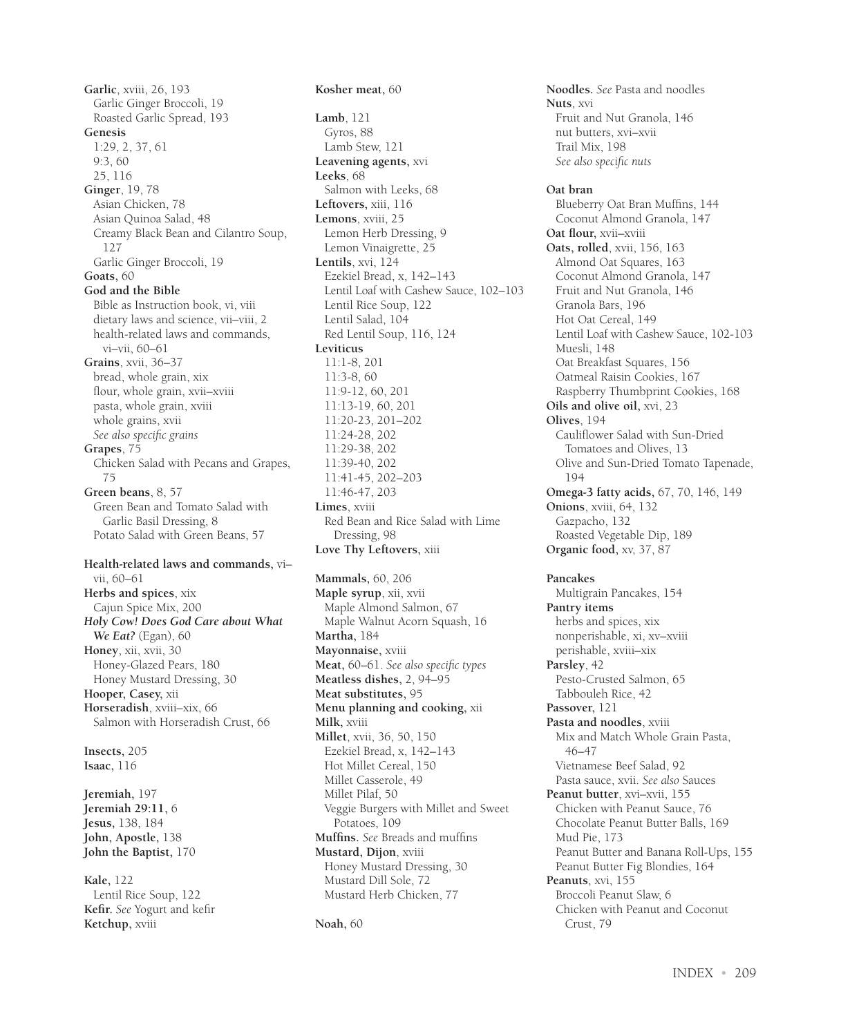**Garlic**, xviii, 26, 193
  Garlic Ginger Broccoli, 19
  Roasted Garlic Spread, 193
**Genesis**
  1:29, 2, 37, 61
  9:3, 60
  25, 116
**Ginger**, 19, 78
  Asian Chicken, 78
  Asian Quinoa Salad, 48
  Creamy Black Bean and Cilantro Soup, 127
  Garlic Ginger Broccoli, 19
**Goats,** 60
**God and the Bible**
  Bible as Instruction book, vi, viii
  dietary laws and science, vii–viii, 2
  health-related laws and commands, vi–vii, 60–61
**Grains**, xvii, 36–37
  bread, whole grain, xix
  flour, whole grain, xvii–xviii
  pasta, whole grain, xviii
  whole grains, xvii
  *See also specific grains*
**Grapes**, 75
  Chicken Salad with Pecans and Grapes, 75
**Green beans**, 8, 57
  Green Bean and Tomato Salad with Garlic Basil Dressing, 8
  Potato Salad with Green Beans, 57

**Health-related laws and commands,** vi–vii, 60–61
**Herbs and spices**, xix
  Cajun Spice Mix, 200
***Holy Cow! Does God Care about What We Eat?*** **(Egan)**, 60
**Honey**, xii, xvii, 30
  Honey-Glazed Pears, 180
  Honey Mustard Dressing, 30
**Hooper, Casey,** xii
**Horseradish**, xviii–xix, 66
  Salmon with Horseradish Crust, 66

**Insects**, 205
**Isaac**, 116

**Jeremiah**, 197
**Jeremiah 29:11,** 6
**Jesus**, 138, 184
**John, Apostle**, 138
**John the Baptist**, 170

**Kale,** 122
  Lentil Rice Soup, 122
**Kefir.** *See* Yogurt and kefir
**Ketchup**, xviii

**Kosher meat**, 60

**Lamb**, 121
  Gyros, 88
  Lamb Stew, 121
**Leavening agents,** xvi
**Leeks**, 68
  Salmon with Leeks, 68
**Leftovers,** xiii, 116
**Lemons**, xviii, 25
  Lemon Herb Dressing, 9
  Lemon Vinaigrette, 25
**Lentils**, xvi, 124
  Ezekiel Bread, x, 142–143
  Lentil Loaf with Cashew Sauce, 102–103
  Lentil Rice Soup, 122
  Lentil Salad, 104
  Red Lentil Soup, 116, 124
**Leviticus**
  11:1-8, 201
  11:3-8, 60
  11:9-12, 60, 201
  11:13-19, 60, 201
  11:20-23, 201–202
  11:24-28, 202
  11:29-38, 202
  11:39-40, 202
  11:41-45, 202–203
  11:46-47, 203
**Limes**, xviii
  Red Bean and Rice Salad with Lime Dressing, 98
**Love Thy Leftovers,** xiii

**Mammals,** 60, 206
**Maple syrup**, xii, xvii
  Maple Almond Salmon, 67
  Maple Walnut Acorn Squash, 16
**Martha**, 184
**Mayonnaise,** xviii
**Meat,** 60–61. *See also specific types*
**Meatless dishes,** 2, 94–95
**Meat substitutes,** 95
**Menu planning and cooking,** xii
**Milk,** xviii
**Millet**, xvii, 36, 50, 150
  Ezekiel Bread, x, 142–143
  Hot Millet Cereal, 150
  Millet Casserole, 49
  Millet Pilaf, 50
  Veggie Burgers with Millet and Sweet Potatoes, 109
**Muffins.** *See* Breads and muffins
**Mustard, Dijon**, xviii
  Honey Mustard Dressing, 30
  Mustard Dill Sole, 72
  Mustard Herb Chicken, 77

**Noah,** 60

**Noodles.** *See* Pasta and noodles
**Nuts**, xvi
  Fruit and Nut Granola, 146
  nut butters, xvi–xvii
  Trail Mix, 198
  *See also specific nuts*

**Oat bran**
  Blueberry Oat Bran Muffins, 144
  Coconut Almond Granola, 147
**Oat flour,** xvii–xviii
**Oats, rolled**, xvii, 156, 163
  Almond Oat Squares, 163
  Coconut Almond Granola, 147
  Fruit and Nut Granola, 146
  Granola Bars, 196
  Hot Oat Cereal, 149
  Lentil Loaf with Cashew Sauce, 102-103
  Muesli, 148
  Oat Breakfast Squares, 156
  Oatmeal Raisin Cookies, 167
  Raspberry Thumbprint Cookies, 168
**Oils and olive oil,** xvi, 23
**Olives**, 194
  Cauliflower Salad with Sun-Dried Tomatoes and Olives, 13
  Olive and Sun-Dried Tomato Tapenade, 194
**Omega-3 fatty acids,** 67, 70, 146, 149
**Onions**, xviii, 64, 132
  Gazpacho, 132
  Roasted Vegetable Dip, 189
**Organic food,** xv, 37, 87

**Pancakes**
  Multigrain Pancakes, 154
**Pantry items**
  herbs and spices, xix
  nonperishable, xi, xv–xviii
  perishable, xviii–xix
**Parsley**, 42
  Pesto-Crusted Salmon, 65
  Tabbouleh Rice, 42
**Passover,** 121
**Pasta and noodles**, xviii
  Mix and Match Whole Grain Pasta, 46–47
  Vietnamese Beef Salad, 92
  Pasta sauce, xvii. *See also* Sauces
**Peanut butter**, xvi–xvii, 155
  Chicken with Peanut Sauce, 76
  Chocolate Peanut Butter Balls, 169
  Mud Pie, 173
  Peanut Butter and Banana Roll-Ups, 155
  Peanut Butter Fig Blondies, 164
**Peanuts**, xvi, 155
  Broccoli Peanut Slaw, 6
  Chicken with Peanut and Coconut Crust, 79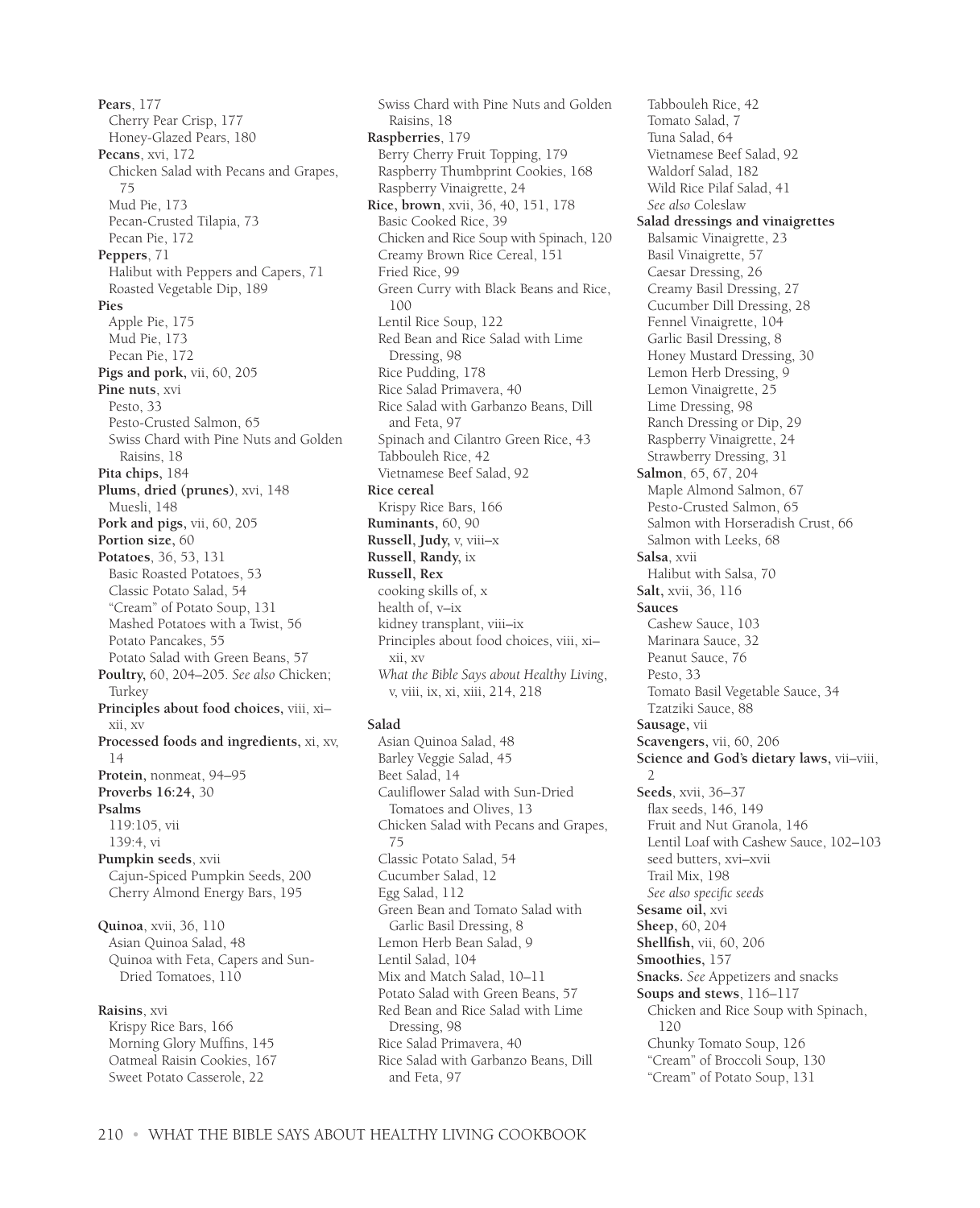**Pears**, 177
Cherry Pear Crisp, 177
Honey-Glazed Pears, 180
**Pecans**, xvi, 172
Chicken Salad with Pecans and Grapes, 75
Mud Pie, 173
Pecan-Crusted Tilapia, 73
Pecan Pie, 172
**Peppers**, 71
Halibut with Peppers and Capers, 71
Roasted Vegetable Dip, 189
**Pies**
Apple Pie, 175
Mud Pie, 173
Pecan Pie, 172
**Pigs and pork,** vii, 60, 205
**Pine nuts**, xvi
Pesto, 33
Pesto-Crusted Salmon, 65
Swiss Chard with Pine Nuts and Golden Raisins, 18
**Pita chips,** 184
**Plums, dried (prunes)**, xvi, 148
Muesli, 148
**Pork and pigs,** vii, 60, 205
**Portion size,** 60
**Potatoes**, 36, 53, 131
Basic Roasted Potatoes, 53
Classic Potato Salad, 54
"Cream" of Potato Soup, 131
Mashed Potatoes with a Twist, 56
Potato Pancakes, 55
Potato Salad with Green Beans, 57
**Poultry,** 60, 204–205. *See also* Chicken; Turkey
**Principles about food choices,** viii, xi–xii, xv
**Processed foods and ingredients,** xi, xv, 14
**Protein,** nonmeat, 94–95
**Proverbs 16:24,** 30
**Psalms**
119:105, vii
139:4, vi
**Pumpkin seeds**, xvii
Cajun-Spiced Pumpkin Seeds, 200
Cherry Almond Energy Bars, 195

**Quinoa**, xvii, 36, 110
Asian Quinoa Salad, 48
Quinoa with Feta, Capers and Sun-Dried Tomatoes, 110

**Raisins**, xvi
Krispy Rice Bars, 166
Morning Glory Muffins, 145
Oatmeal Raisin Cookies, 167
Sweet Potato Casserole, 22
Swiss Chard with Pine Nuts and Golden Raisins, 18
**Raspberries**, 179
Berry Cherry Fruit Topping, 179
Raspberry Thumbprint Cookies, 168
Raspberry Vinaigrette, 24
**Rice, brown**, xvii, 36, 40, 151, 178
Basic Cooked Rice, 39
Chicken and Rice Soup with Spinach, 120
Creamy Brown Rice Cereal, 151
Fried Rice, 99
Green Curry with Black Beans and Rice, 100
Lentil Rice Soup, 122
Red Bean and Rice Salad with Lime Dressing, 98
Rice Pudding, 178
Rice Salad Primavera, 40
Rice Salad with Garbanzo Beans, Dill and Feta, 97
Spinach and Cilantro Green Rice, 43
Tabbouleh Rice, 42
Vietnamese Beef Salad, 92
**Rice cereal**
Krispy Rice Bars, 166
**Ruminants**, 60, 90
**Russell, Judy,** v, viii–x
**Russell, Randy,** ix
**Russell, Rex**
cooking skills of, x
health of, v–ix
kidney transplant, viii–ix
Principles about food choices, viii, xi–xii, xv
*What the Bible Says about Healthy Living*, v, viii, ix, xi, xiii, 214, 218

**Salad**
Asian Quinoa Salad, 48
Barley Veggie Salad, 45
Beet Salad, 14
Cauliflower Salad with Sun-Dried Tomatoes and Olives, 13
Chicken Salad with Pecans and Grapes, 75
Classic Potato Salad, 54
Cucumber Salad, 12
Egg Salad, 112
Green Bean and Tomato Salad with Garlic Basil Dressing, 8
Lemon Herb Bean Salad, 9
Lentil Salad, 104
Mix and Match Salad, 10–11
Potato Salad with Green Beans, 57
Red Bean and Rice Salad with Lime Dressing, 98
Rice Salad Primavera, 40
Rice Salad with Garbanzo Beans, Dill and Feta, 97
Tabbouleh Rice, 42
Tomato Salad, 7
Tuna Salad, 64
Vietnamese Beef Salad, 92
Waldorf Salad, 182
Wild Rice Pilaf Salad, 41
*See also* Coleslaw
**Salad dressings and vinaigrettes**
Balsamic Vinaigrette, 23
Basil Vinaigrette, 57
Caesar Dressing, 26
Creamy Basil Dressing, 27
Cucumber Dill Dressing, 28
Fennel Vinaigrette, 104
Garlic Basil Dressing, 8
Honey Mustard Dressing, 30
Lemon Herb Dressing, 9
Lemon Vinaigrette, 25
Lime Dressing, 98
Ranch Dressing or Dip, 29
Raspberry Vinaigrette, 24
Strawberry Dressing, 31
**Salmon**, 65, 67, 204
Maple Almond Salmon, 67
Pesto-Crusted Salmon, 65
Salmon with Horseradish Crust, 66
Salmon with Leeks, 68
**Salsa**, xvii
Halibut with Salsa, 70
**Salt,** xvii, 36, 116
**Sauces**
Cashew Sauce, 103
Marinara Sauce, 32
Peanut Sauce, 76
Pesto, 33
Tomato Basil Vegetable Sauce, 34
Tzatziki Sauce, 88
**Sausage,** vii
**Scavengers,** vii, 60, 206
**Science and God's dietary laws,** vii–viii, 2
**Seeds**, xvii, 36–37
flax seeds, 146, 149
Fruit and Nut Granola, 146
Lentil Loaf with Cashew Sauce, 102–103
seed butters, xvi–xvii
Trail Mix, 198
*See also specific seeds*
**Sesame oil,** xvi
**Sheep,** 60, 204
**Shellfish,** vii, 60, 206
**Smoothies,** 157
**Snacks.** *See* Appetizers and snacks
**Soups and stews**, 116–117
Chicken and Rice Soup with Spinach, 120
Chunky Tomato Soup, 126
"Cream" of Broccoli Soup, 130
"Cream" of Potato Soup, 131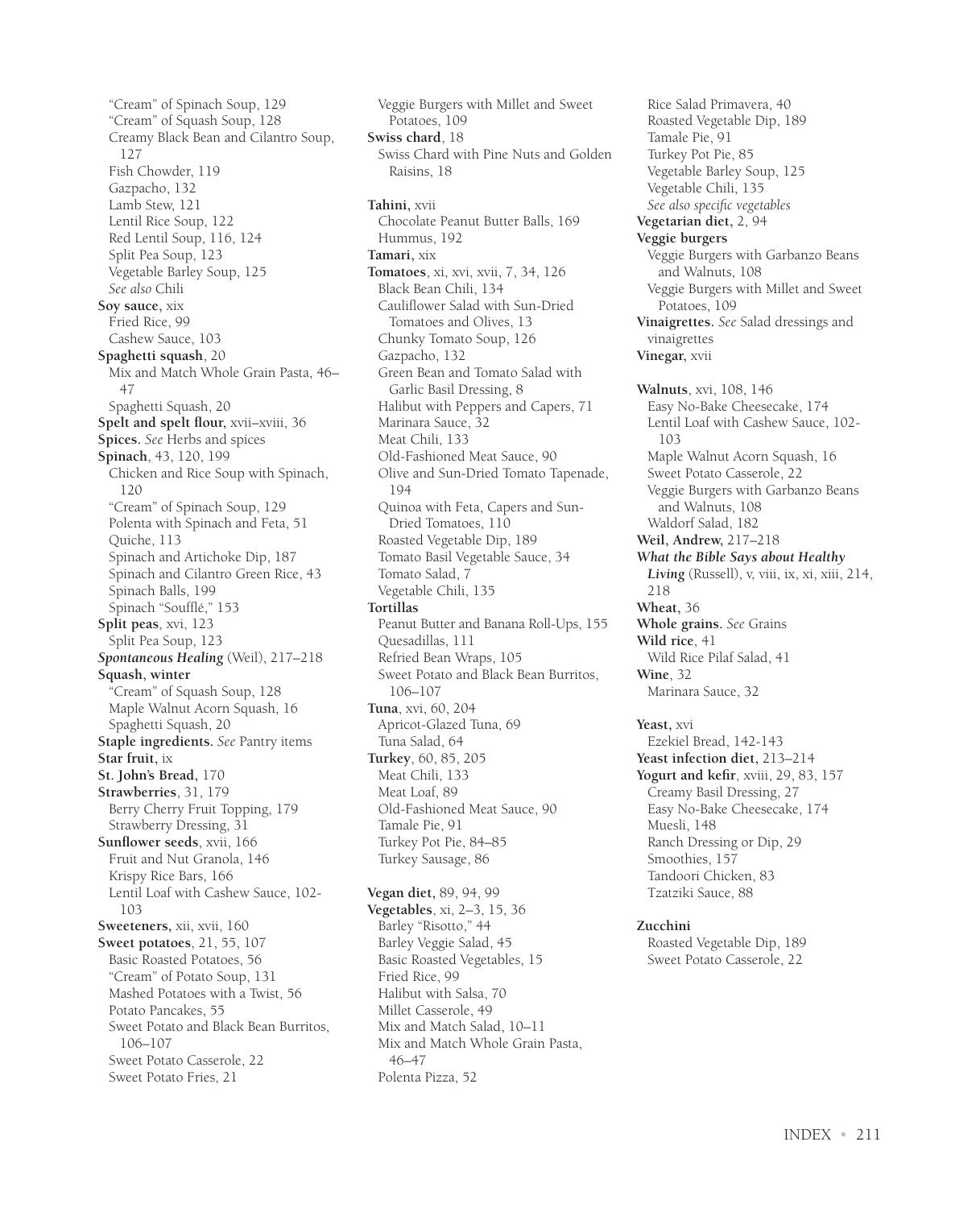"Cream" of Spinach Soup, 129
"Cream" of Squash Soup, 128
Creamy Black Bean and Cilantro Soup, 127
Fish Chowder, 119
Gazpacho, 132
Lamb Stew, 121
Lentil Rice Soup, 122
Red Lentil Soup, 116, 124
Split Pea Soup, 123
Vegetable Barley Soup, 125
*See also* Chili

**Soy sauce,** xix
Fried Rice, 99
Cashew Sauce, 103

**Spaghetti squash**, 20
Mix and Match Whole Grain Pasta, 46–47
Spaghetti Squash, 20

**Spelt and spelt flour,** xvii–xviii, 36

**Spices.** *See* Herbs and spices

**Spinach**, 43, 120, 199
Chicken and Rice Soup with Spinach, 120
"Cream" of Spinach Soup, 129
Polenta with Spinach and Feta, 51
Quiche, 113
Spinach and Artichoke Dip, 187
Spinach and Cilantro Green Rice, 43
Spinach Balls, 199
Spinach "Soufflé," 153

**Split peas**, xvi, 123
Split Pea Soup, 123

***Spontaneous Healing*** (Weil), 217–218

**Squash, winter**
"Cream" of Squash Soup, 128
Maple Walnut Acorn Squash, 16
Spaghetti Squash, 20

**Staple ingredients.** *See* Pantry items

**Star fruit,** ix

**St. John's Bread,** 170

**Strawberries**, 31, 179
Berry Cherry Fruit Topping, 179
Strawberry Dressing, 31

**Sunflower seeds**, xvii, 166
Fruit and Nut Granola, 146
Krispy Rice Bars, 166
Lentil Loaf with Cashew Sauce, 102-103

**Sweeteners,** xii, xvii, 160

**Sweet potatoes**, 21, 55, 107
Basic Roasted Potatoes, 56
"Cream" of Potato Soup, 131
Mashed Potatoes with a Twist, 56
Potato Pancakes, 55
Sweet Potato and Black Bean Burritos, 106–107
Sweet Potato Casserole, 22
Sweet Potato Fries, 21
Veggie Burgers with Millet and Sweet Potatoes, 109

**Swiss chard**, 18
Swiss Chard with Pine Nuts and Golden Raisins, 18

**Tahini,** xvii
Chocolate Peanut Butter Balls, 169
Hummus, 192

**Tamari,** xix

**Tomatoes**, xi, xvi, xvii, 7, 34, 126
Black Bean Chili, 134
Cauliflower Salad with Sun-Dried Tomatoes and Olives, 13
Chunky Tomato Soup, 126
Gazpacho, 132
Green Bean and Tomato Salad with Garlic Basil Dressing, 8
Halibut with Peppers and Capers, 71
Marinara Sauce, 32
Meat Chili, 133
Old-Fashioned Meat Sauce, 90
Olive and Sun-Dried Tomato Tapenade, 194
Quinoa with Feta, Capers and Sun-Dried Tomatoes, 110
Roasted Vegetable Dip, 189
Tomato Basil Vegetable Sauce, 34
Tomato Salad, 7
Vegetable Chili, 135

**Tortillas**
Peanut Butter and Banana Roll-Ups, 155
Quesadillas, 111
Refried Bean Wraps, 105
Sweet Potato and Black Bean Burritos, 106–107

**Tuna**, xvi, 60, 204
Apricot-Glazed Tuna, 69
Tuna Salad, 64

**Turkey**, 60, 85, 205
Meat Chili, 133
Meat Loaf, 89
Old-Fashioned Meat Sauce, 90
Tamale Pie, 91
Turkey Pot Pie, 84–85
Turkey Sausage, 86

**Vegan diet,** 89, 94, 99

**Vegetables**, xi, 2–3, 15, 36
Barley "Risotto," 44
Barley Veggie Salad, 45
Basic Roasted Vegetables, 15
Fried Rice, 99
Halibut with Salsa, 70
Millet Casserole, 49
Mix and Match Salad, 10–11
Mix and Match Whole Grain Pasta, 46–47
Polenta Pizza, 52
Rice Salad Primavera, 40
Roasted Vegetable Dip, 189
Tamale Pie, 91
Turkey Pot Pie, 85
Vegetable Barley Soup, 125
Vegetable Chili, 135
*See also specific vegetables*

**Vegetarian diet,** 2, 94

**Veggie burgers**
Veggie Burgers with Garbanzo Beans and Walnuts, 108
Veggie Burgers with Millet and Sweet Potatoes, 109

**Vinaigrettes.** *See* Salad dressings and vinaigrettes

**Vinegar,** xvii

**Walnuts**, xvi, 108, 146
Easy No-Bake Cheesecake, 174
Lentil Loaf with Cashew Sauce, 102-103
Maple Walnut Acorn Squash, 16
Sweet Potato Casserole, 22
Veggie Burgers with Garbanzo Beans and Walnuts, 108
Waldorf Salad, 182

**Weil, Andrew,** 217–218

***What the Bible Says about Healthy Living*** (Russell), v, viii, ix, xi, xiii, 214, 218

**Wheat,** 36

**Whole grains.** *See* Grains

**Wild rice**, 41
Wild Rice Pilaf Salad, 41

**Wine**, 32
Marinara Sauce, 32

**Yeast,** xvi
Ezekiel Bread, 142-143

**Yeast infection diet,** 213–214

**Yogurt and kefir**, xviii, 29, 83, 157
Creamy Basil Dressing, 27
Easy No-Bake Cheesecake, 174
Muesli, 148
Ranch Dressing or Dip, 29
Smoothies, 157
Tandoori Chicken, 83
Tzatziki Sauce, 88

**Zucchini**
Roasted Vegetable Dip, 189
Sweet Potato Casserole, 22